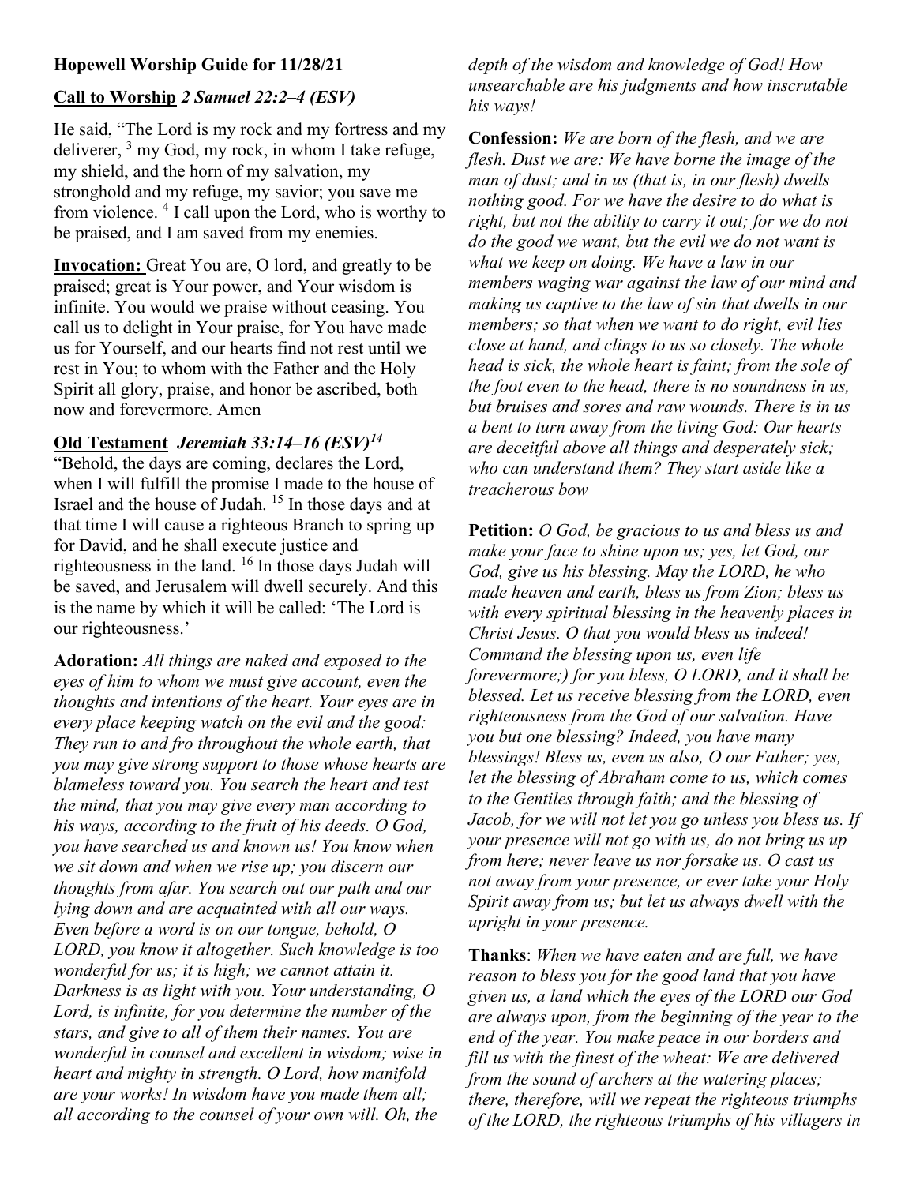**Hopewell Worship Guide for 11/28/21**

**Call to Worship** ***2 Samuel 22:2–4 (ESV)***

He said, "The Lord is my rock and my fortress and my deliverer, [3] my God, my rock, in whom I take refuge, my shield, and the horn of my salvation, my stronghold and my refuge, my savior; you save me from violence. [4] I call upon the Lord, who is worthy to be praised, and I am saved from my enemies.

**Invocation:** Great You are, O lord, and greatly to be praised; great is Your power, and Your wisdom is infinite. You would we praise without ceasing. You call us to delight in Your praise, for You have made us for Yourself, and our hearts find not rest until we rest in You; to whom with the Father and the Holy Spirit all glory, praise, and honor be ascribed, both now and forevermore. Amen

**Old Testament** ***Jeremiah 33:14–16 (ESV)***[14]

"Behold, the days are coming, declares the Lord, when I will fulfill the promise I made to the house of Israel and the house of Judah. [15] In those days and at that time I will cause a righteous Branch to spring up for David, and he shall execute justice and righteousness in the land. [16] In those days Judah will be saved, and Jerusalem will dwell securely. And this is the name by which it will be called: 'The Lord is our righteousness.'

**Adoration:** *All things are naked and exposed to the eyes of him to whom we must give account, even the thoughts and intentions of the heart. Your eyes are in every place keeping watch on the evil and the good: They run to and fro throughout the whole earth, that you may give strong support to those whose hearts are blameless toward you. You search the heart and test the mind, that you may give every man according to his ways, according to the fruit of his deeds. O God, you have searched us and known us! You know when we sit down and when we rise up; you discern our thoughts from afar. You search out our path and our lying down and are acquainted with all our ways. Even before a word is on our tongue, behold, O LORD, you know it altogether. Such knowledge is too wonderful for us; it is high; we cannot attain it. Darkness is as light with you. Your understanding, O Lord, is infinite, for you determine the number of the stars, and give to all of them their names. You are wonderful in counsel and excellent in wisdom; wise in heart and mighty in strength. O Lord, how manifold are your works! In wisdom have you made them all; all according to the counsel of your own will. Oh, the depth of the wisdom and knowledge of God! How unsearchable are his judgments and how inscrutable his ways!*

**Confession:** *We are born of the flesh, and we are flesh. Dust we are: We have borne the image of the man of dust; and in us (that is, in our flesh) dwells nothing good. For we have the desire to do what is right, but not the ability to carry it out; for we do not do the good we want, but the evil we do not want is what we keep on doing. We have a law in our members waging war against the law of our mind and making us captive to the law of sin that dwells in our members; so that when we want to do right, evil lies close at hand, and clings to us so closely. The whole head is sick, the whole heart is faint; from the sole of the foot even to the head, there is no soundness in us, but bruises and sores and raw wounds. There is in us a bent to turn away from the living God: Our hearts are deceitful above all things and desperately sick; who can understand them? They start aside like a treacherous bow*

**Petition:** *O God, be gracious to us and bless us and make your face to shine upon us; yes, let God, our God, give us his blessing. May the LORD, he who made heaven and earth, bless us from Zion; bless us with every spiritual blessing in the heavenly places in Christ Jesus. O that you would bless us indeed! Command the blessing upon us, even life forevermore;) for you bless, O LORD, and it shall be blessed. Let us receive blessing from the LORD, even righteousness from the God of our salvation. Have you but one blessing? Indeed, you have many blessings! Bless us, even us also, O our Father; yes, let the blessing of Abraham come to us, which comes to the Gentiles through faith; and the blessing of Jacob, for we will not let you go unless you bless us. If your presence will not go with us, do not bring us up from here; never leave us nor forsake us. O cast us not away from your presence, or ever take your Holy Spirit away from us; but let us always dwell with the upright in your presence.*

**Thanks**: *When we have eaten and are full, we have reason to bless you for the good land that you have given us, a land which the eyes of the LORD our God are always upon, from the beginning of the year to the end of the year. You make peace in our borders and fill us with the finest of the wheat: We are delivered from the sound of archers at the watering places; there, therefore, will we repeat the righteous triumphs of the LORD, the righteous triumphs of his villagers in*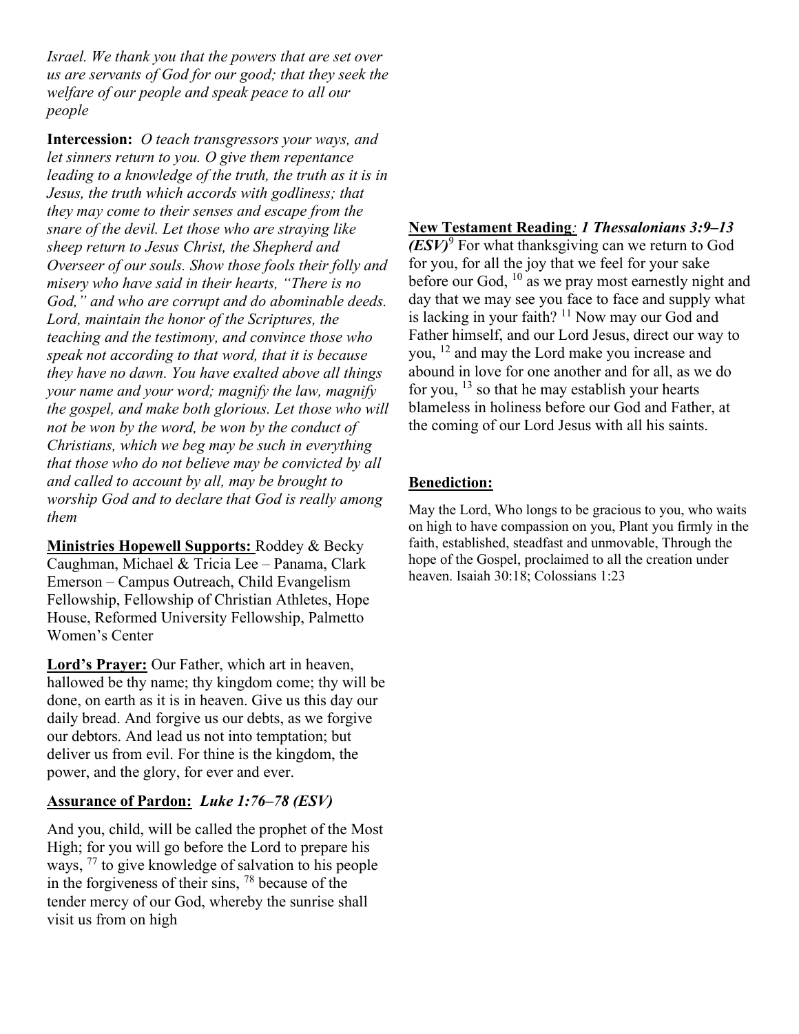*Israel. We thank you that the powers that are set over us are servants of God for our good; that they seek the welfare of our people and speak peace to all our people*

**Intercession:** *O teach transgressors your ways, and let sinners return to you. O give them repentance leading to a knowledge of the truth, the truth as it is in Jesus, the truth which accords with godliness; that they may come to their senses and escape from the snare of the devil. Let those who are straying like sheep return to Jesus Christ, the Shepherd and Overseer of our souls. Show those fools their folly and misery who have said in their hearts, "There is no God," and who are corrupt and do abominable deeds. Lord, maintain the honor of the Scriptures, the teaching and the testimony, and convince those who speak not according to that word, that it is because they have no dawn. You have exalted above all things your name and your word; magnify the law, magnify the gospel, and make both glorious. Let those who will not be won by the word, be won by the conduct of Christians, which we beg may be such in everything that those who do not believe may be convicted by all and called to account by all, may be brought to worship God and to declare that God is really among them*

**Ministries Hopewell Supports:** Roddey & Becky Caughman, Michael & Tricia Lee – Panama, Clark Emerson – Campus Outreach, Child Evangelism Fellowship, Fellowship of Christian Athletes, Hope House, Reformed University Fellowship, Palmetto Women's Center

**Lord's Prayer:** Our Father, which art in heaven, hallowed be thy name; thy kingdom come; thy will be done, on earth as it is in heaven. Give us this day our daily bread. And forgive us our debts, as we forgive our debtors. And lead us not into temptation; but deliver us from evil. For thine is the kingdom, the power, and the glory, for ever and ever.

**Assurance of Pardon:** ***Luke 1:76–78 (ESV)***

And you, child, will be called the prophet of the Most High; for you will go before the Lord to prepare his ways, [77] to give knowledge of salvation to his people in the forgiveness of their sins, [78] because of the tender mercy of our God, whereby the sunrise shall visit us from on high

**New Testament Reading***: 1 Thessalonians 3:9–13 (ESV)*[9] For what thanksgiving can we return to God for you, for all the joy that we feel for your sake before our God, [10] as we pray most earnestly night and day that we may see you face to face and supply what is lacking in your faith? [11] Now may our God and Father himself, and our Lord Jesus, direct our way to you, [12] and may the Lord make you increase and abound in love for one another and for all, as we do for you, [13] so that he may establish your hearts blameless in holiness before our God and Father, at the coming of our Lord Jesus with all his saints.

**Benediction:**

May the Lord, Who longs to be gracious to you, who waits on high to have compassion on you, Plant you firmly in the faith, established, steadfast and unmovable, Through the hope of the Gospel, proclaimed to all the creation under heaven. Isaiah 30:18; Colossians 1:23